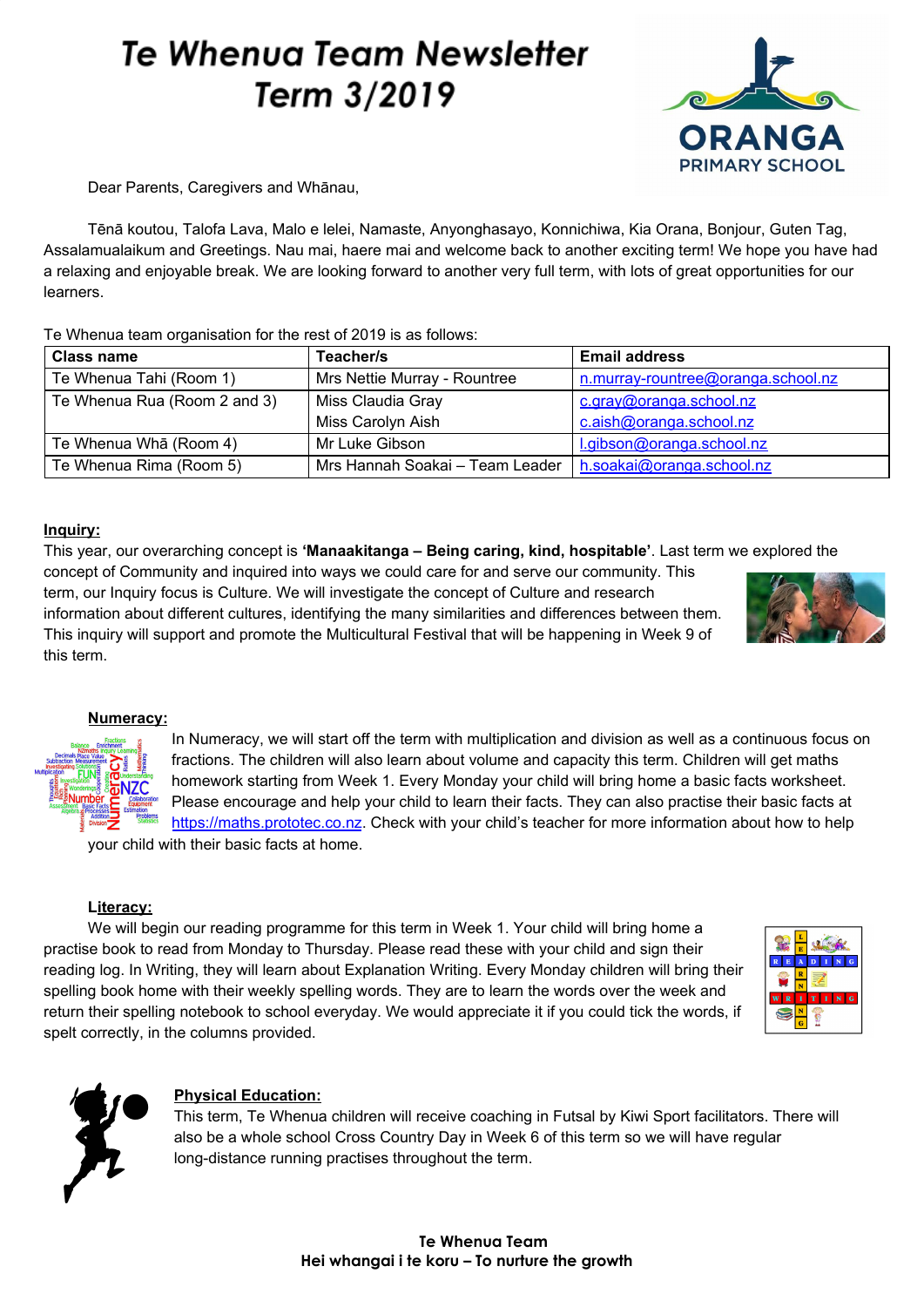# Te Whenua Team Newsletter
# Term 3/2019

Dear Parents, Caregivers and Whānau,

Tēnā koutou, Talofa Lava, Malo e lelei, Namaste, Anyonghasayo, Konnichiwa, Kia Orana, Bonjour, Guten Tag, Assalamualaikum and Greetings. Nau mai, haere mai and welcome back to another exciting term! We hope you have had a relaxing and enjoyable break. We are looking forward to another very full term, with lots of great opportunities for our learners.

Te Whenua team organisation for the rest of 2019 is as follows:

| Class name | Teacher/s | Email address |
|---|---|---|
| Te Whenua Tahi (Room 1) | Mrs Nettie Murray - Rountree | n.murray-rountree@oranga.school.nz |
| Te Whenua Rua (Room 2 and 3) | Miss Claudia Gray<br>Miss Carolyn Aish | c.gray@oranga.school.nz<br>c.aish@oranga.school.nz |
| Te Whenua Whā (Room 4) | Mr Luke Gibson | l.gibson@oranga.school.nz |
| Te Whenua Rima (Room 5) | Mrs Hannah Soakai – Team Leader | h.soakai@oranga.school.nz |

## Inquiry:

This year, our overarching concept is **'Manaakitanga – Being caring, kind, hospitable'**. Last term we explored the concept of Community and inquired into ways we could care for and serve our community. This term, our Inquiry focus is Culture. We will investigate the concept of Culture and research information about different cultures, identifying the many similarities and differences between them. This inquiry will support and promote the Multicultural Festival that will be happening in Week 9 of this term.

## Numeracy:

In Numeracy, we will start off the term with multiplication and division as well as a continuous focus on fractions. The children will also learn about volume and capacity this term. Children will get maths homework starting from Week 1. Every Monday your child will bring home a basic facts worksheet. Please encourage and help your child to learn their facts. They can also practise their basic facts at https://maths.prototec.co.nz. Check with your child's teacher for more information about how to help your child with their basic facts at home.

## Literacy:

We will begin our reading programme for this term in Week 1. Your child will bring home a practise book to read from Monday to Thursday. Please read these with your child and sign their reading log. In Writing, they will learn about Explanation Writing. Every Monday children will bring their spelling book home with their weekly spelling words. They are to learn the words over the week and return their spelling notebook to school everyday. We would appreciate it if you could tick the words, if spelt correctly, in the columns provided.

## Physical Education:

This term, Te Whenua children will receive coaching in Futsal by Kiwi Sport facilitators. There will also be a whole school Cross Country Day in Week 6 of this term so we will have regular long-distance running practises throughout the term.

**Te Whenua Team**
**Hei whangai i te koru – To nurture the growth**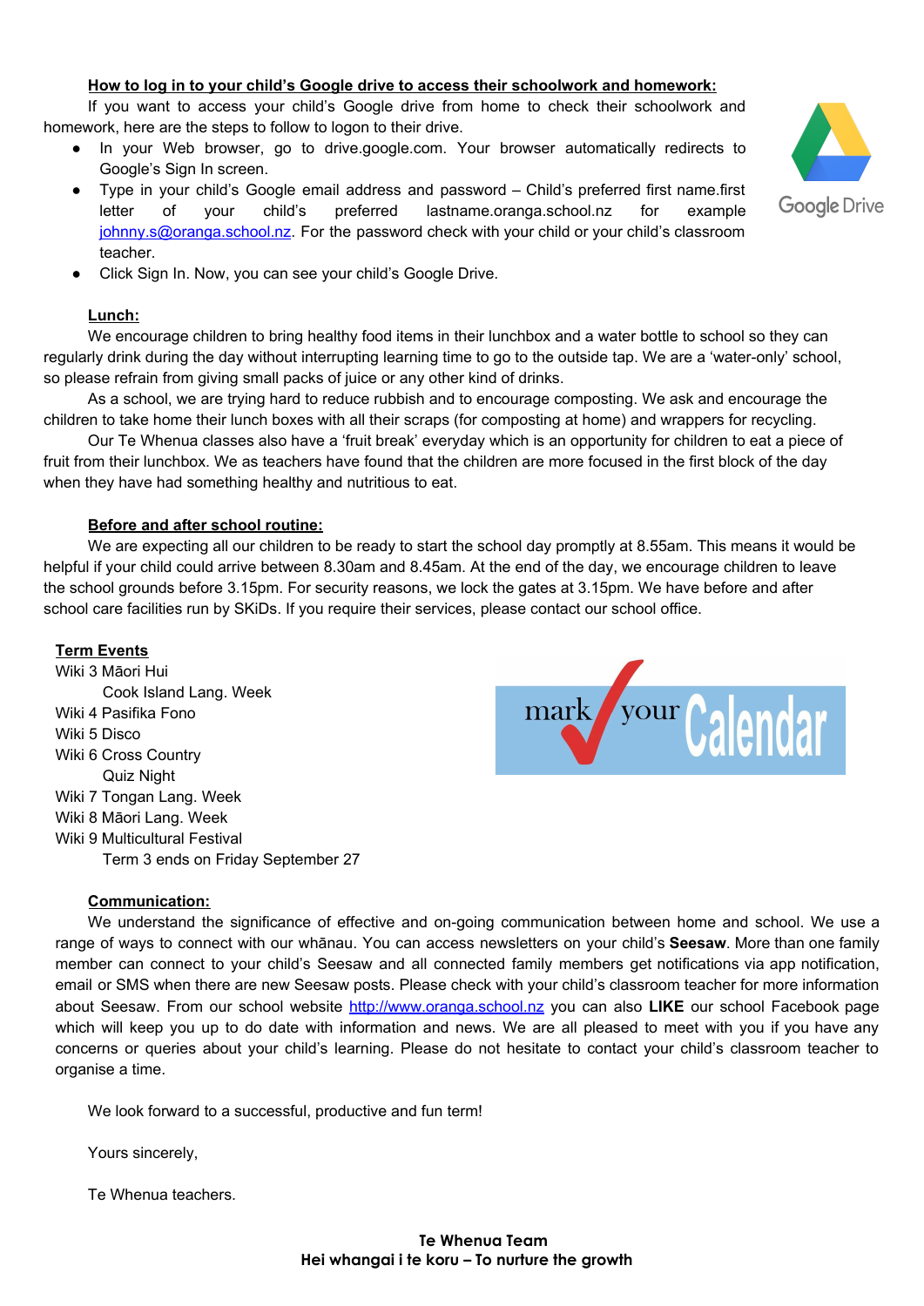**How to log in to your child's Google drive to access their schoolwork and homework:**

If you want to access your child's Google drive from home to check their schoolwork and homework, here are the steps to follow to logon to their drive.

- In your Web browser, go to drive.google.com. Your browser automatically redirects to Google's Sign In screen.
- Type in your child's Google email address and password – Child's preferred first name.first letter of your child's preferred lastname.oranga.school.nz for example johnny.s@oranga.school.nz. For the password check with your child or your child's classroom teacher.
- Click Sign In. Now, you can see your child's Google Drive.

**Lunch:**

We encourage children to bring healthy food items in their lunchbox and a water bottle to school so they can regularly drink during the day without interrupting learning time to go to the outside tap. We are a 'water-only' school, so please refrain from giving small packs of juice or any other kind of drinks.

As a school, we are trying hard to reduce rubbish and to encourage composting. We ask and encourage the children to take home their lunch boxes with all their scraps (for composting at home) and wrappers for recycling.

Our Te Whenua classes also have a 'fruit break' everyday which is an opportunity for children to eat a piece of fruit from their lunchbox. We as teachers have found that the children are more focused in the first block of the day when they have had something healthy and nutritious to eat.

**Before and after school routine:**

We are expecting all our children to be ready to start the school day promptly at 8.55am. This means it would be helpful if your child could arrive between 8.30am and 8.45am. At the end of the day, we encourage children to leave the school grounds before 3.15pm. For security reasons, we lock the gates at 3.15pm. We have before and after school care facilities run by SKiDs. If you require their services, please contact our school office.

**Term Events**

Wiki 3 Māori Hui
Cook Island Lang. Week
Wiki 4 Pasifika Fono
Wiki 5 Disco
Wiki 6 Cross Country
Quiz Night
Wiki 7 Tongan Lang. Week
Wiki 8 Māori Lang. Week
Wiki 9 Multicultural Festival
Term 3 ends on Friday September 27

mark your Calendar

**Communication:**

We understand the significance of effective and on-going communication between home and school. We use a range of ways to connect with our whānau. You can access newsletters on your child's **Seesaw**. More than one family member can connect to your child's Seesaw and all connected family members get notifications via app notification, email or SMS when there are new Seesaw posts. Please check with your child's classroom teacher for more information about Seesaw. From our school website http://www.oranga.school.nz you can also **LIKE** our school Facebook page which will keep you up to do date with information and news. We are all pleased to meet with you if you have any concerns or queries about your child's learning. Please do not hesitate to contact your child's classroom teacher to organise a time.

We look forward to a successful, productive and fun term!

Yours sincerely,

Te Whenua teachers.

**Te Whenua Team**
**Hei whangai i te koru – To nurture the growth**